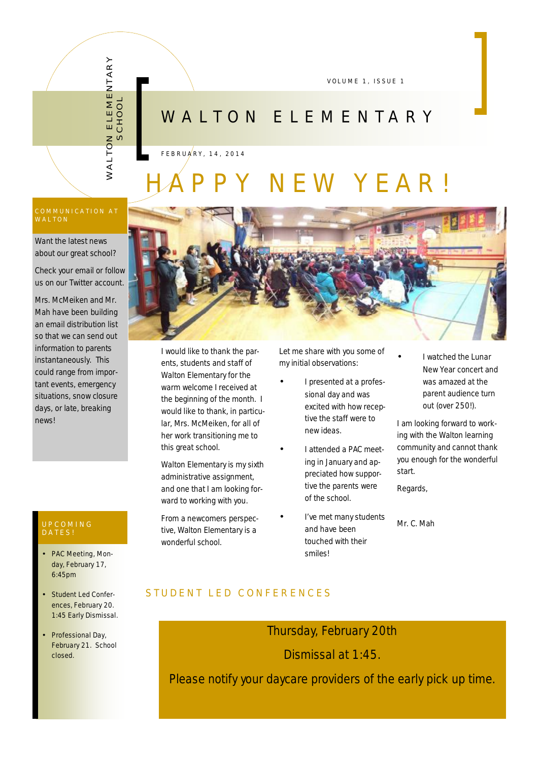# WALTON ELEMENTARY

WALTON ELEMENTARY SCHOOL

VOLUME 1, ISSUE 1

FEBRUARY, 14, 2014

## HAPPY NEW YEAR!

I would like to thank the parents, students and staff of Walton Elementary for the warm welcome I received at the beginning of the month. I would like to thank, in particular, Mrs. McMeiken, for all of her work transitioning me to this great school.

Walton Elementary is my sixth administrative assignment, and one that I am looking forward to working with you.

From a newcomers perspective, Walton Elementary is a wonderful school.

Let me share with you some of my initial observations:

- I presented at a professional day and was excited with how receptive the staff were to new ideas.
- I attended a PAC meeting in January and appreciated how supportive the parents were of the school.
- I've met many students and have been touched with their smiles!
- I watched the Lunar New Year concert and was amazed at the parent audience turn out (over 250!).

I am looking forward to working with the Walton learning community and cannot thank you enough for the wonderful start.

Regards,

Mr. C. Mah

### COMMUNICATION AT WALTON

Want the latest news about our great school?

Check your email or follow us on our Twitter account.

Mrs. McMeiken and Mr. Mah have been building an email distribution list so that we can send out information to parents instantaneously. This could range from important events, emergency situations, snow closure days, or late, breaking news!

### UPCOMING DATES!

- PAC Meeting, Monday, February 17, 6:45pm
- Student Led Conferences, February 20. 1:45 Early Dismissal.
- Professional Day, February 21. School closed.

## STUDENT LED CONFERENCES

Thursday, February 20th

Dismissal at 1:45.

Please notify your daycare providers of the early pick up time.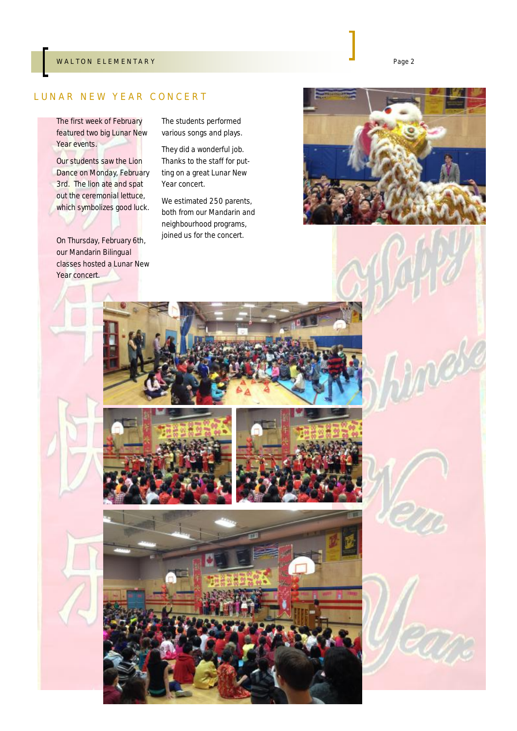## LUNAR NEW YEAR CONCERT

The first week of February featured two big Lunar New Year events.

Our students saw the Lion Dance on Monday, February 3rd. The lion ate and spat out the ceremonial lettuce, which symbolizes good luck.

On Thursday, February 6th, our Mandarin Bilingual classes hosted a Lunar New Year concert.

The students performed various songs and plays.

They did a wonderful job. Thanks to the staff for putting on a great Lunar New Year concert.

We estimated 250 parents, both from our Mandarin and neighbourhood programs, joined us for the concert.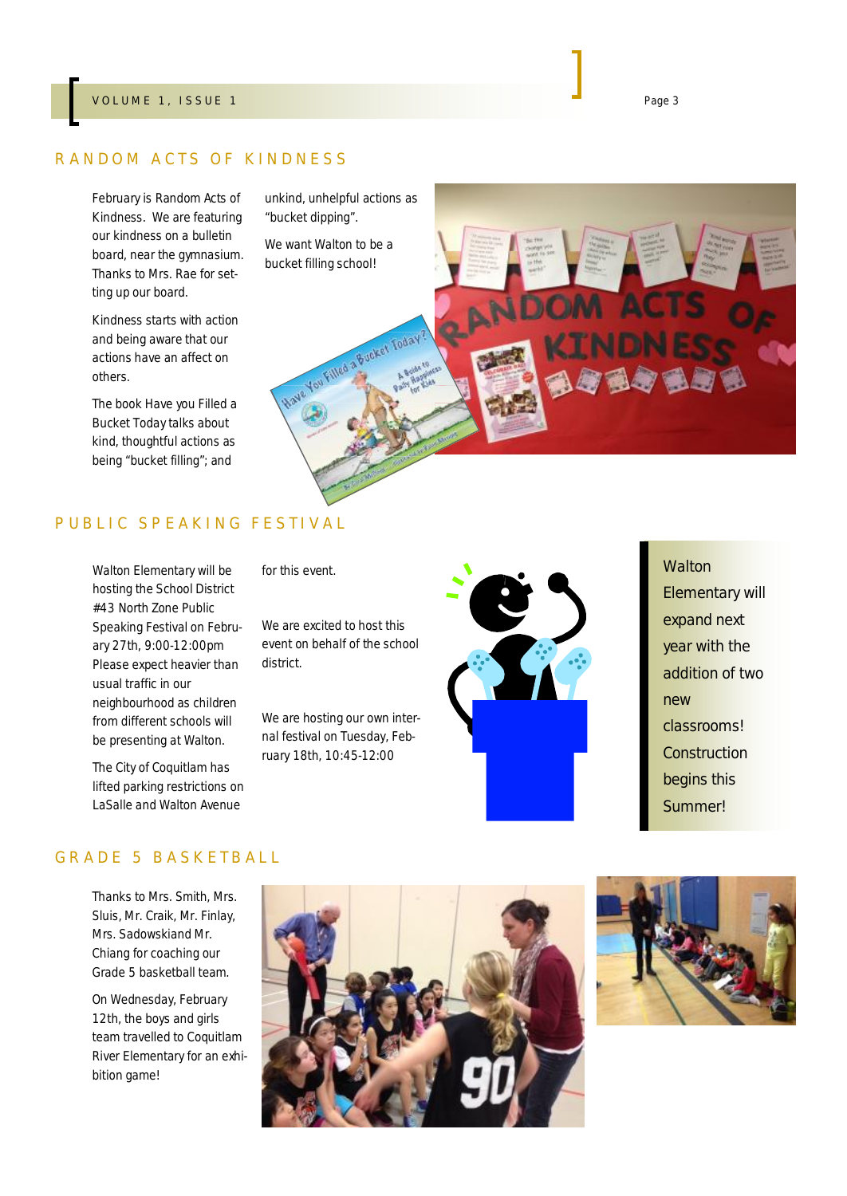## RANDOM ACTS OF KINDNESS

February is Random Acts of Kindness. We are featuring our kindness on a bulletin board, near the gymnasium. Thanks to Mrs. Rae for setting up our board.

Kindness starts with action and being aware that our actions have an affect on others.

The book Have you Filled a Bucket Today talks about kind, thoughtful actions as being “bucket filling”; and unkind, unhelpful actions as “bucket dipping”.

We want Walton to be a bucket filling school!

## PUBLIC SPEAKING FESTIVAL

Walton Elementary will be hosting the School District #43 North Zone Public Speaking Festival on February 27th, 9:00-12:00pm Please expect heavier than usual traffic in our neighbourhood as children from different schools will be presenting at Walton.

The City of Coquitlam has lifted parking restrictions on LaSalle and Walton Avenue for this event.

We are excited to host this event on behalf of the school district.

We are hosting our own internal festival on Tuesday, February 18th, 10:45-12:00

Walton Elementary will expand next year with the addition of two new classrooms! Construction begins this Summer!

## GRADE 5 BASKETBALL

Thanks to Mrs. Smith, Mrs. Sluis, Mr. Craik, Mr. Finlay, Mrs. Sadowskiand Mr. Chiang for coaching our Grade 5 basketball team.

On Wednesday, February 12th, the boys and girls team travelled to Coquitlam River Elementary for an exhibition game!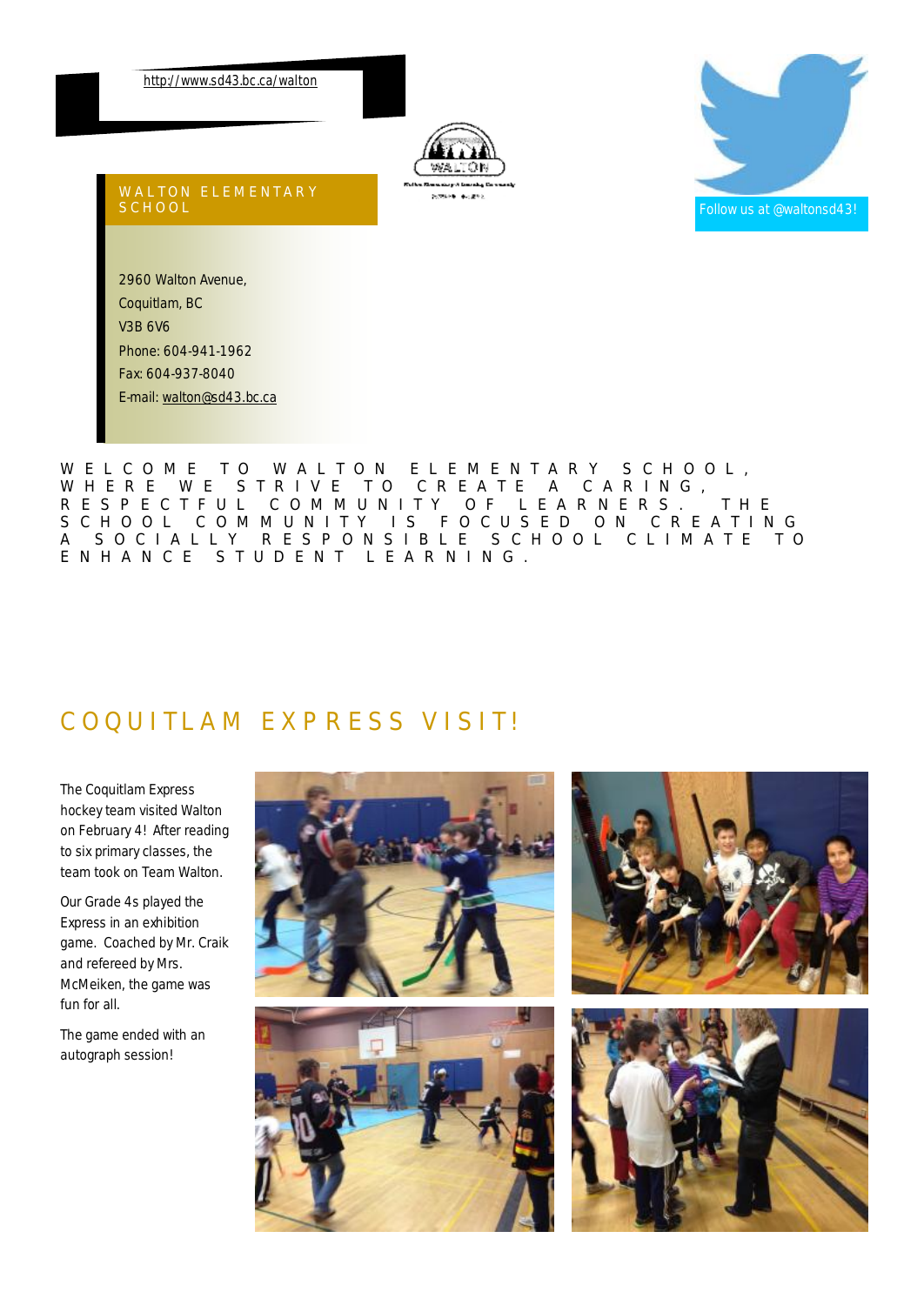http://www.sd43.bc.ca/walton

## WALTON ELEMENTARY SCHOOL

2960 Walton Avenue,
Coquitlam, BC
V3B 6V6
Phone: 604-941-1962
Fax: 604-937-8040
E-mail: walton@sd43.bc.ca

Follow us at @waltonsd43!

WELCOME TO WALTON ELEMENTARY SCHOOL, WHERE WE STRIVE TO CREATE A CARING, RESPECTFUL COMMUNITY OF LEARNERS. THE SCHOOL COMMUNITY IS FOCUSED ON CREATING A SOCIALLY RESPONSIBLE SCHOOL CLIMATE TO ENHANCE STUDENT LEARNING.

# COQUITLAM EXPRESS VISIT!

The Coquitlam Express hockey team visited Walton on February 4! After reading to six primary classes, the team took on Team Walton.

Our Grade 4s played the Express in an exhibition game. Coached by Mr. Craik and refereed by Mrs. McMeiken, the game was fun for all.

The game ended with an autograph session!